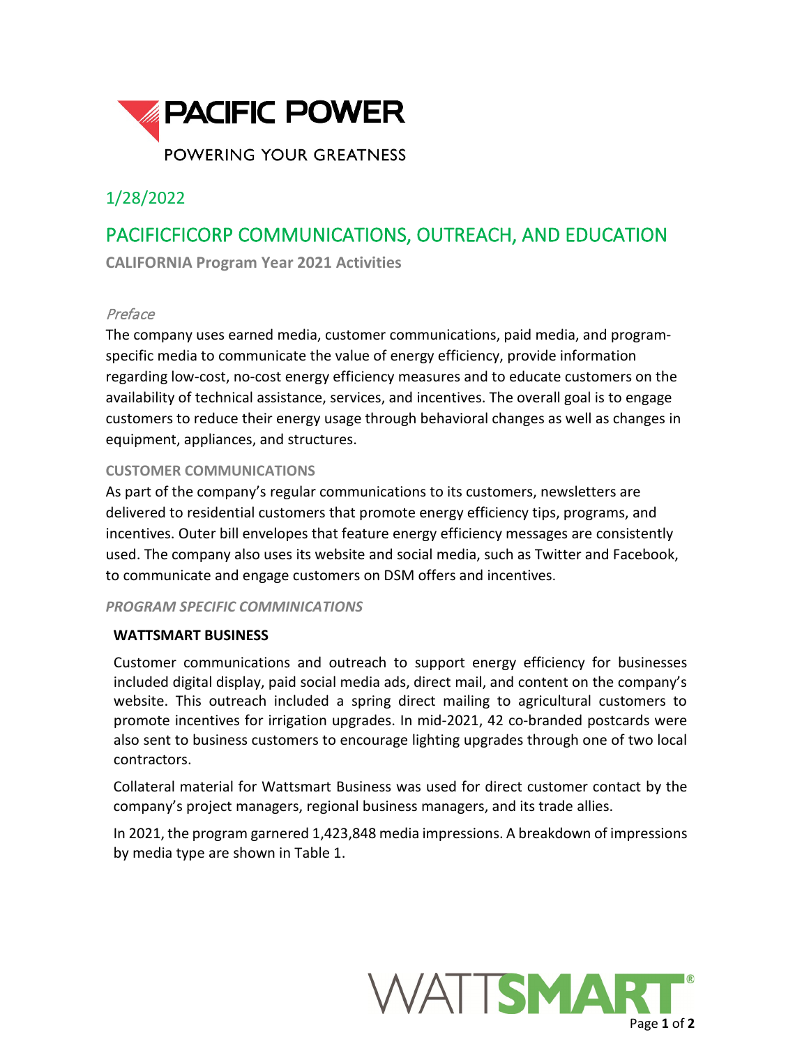PACIFIC POWER

POWERING YOUR GREATNESS

1/28/2022

# PACIFICFICORP COMMUNICATIONS, OUTREACH, AND EDUCATION

**CALIFORNIA Program Year 2021 Activities**

*Preface*

The company uses earned media, customer communications, paid media, and program-specific media to communicate the value of energy efficiency, provide information regarding low-cost, no-cost energy efficiency measures and to educate customers on the availability of technical assistance, services, and incentives. The overall goal is to engage customers to reduce their energy usage through behavioral changes as well as changes in equipment, appliances, and structures.

## CUSTOMER COMMUNICATIONS

As part of the company's regular communications to its customers, newsletters are delivered to residential customers that promote energy efficiency tips, programs, and incentives. Outer bill envelopes that feature energy efficiency messages are consistently used. The company also uses its website and social media, such as Twitter and Facebook, to communicate and engage customers on DSM offers and incentives.

### *PROGRAM SPECIFIC COMMINICATIONS*

**WATTSMART BUSINESS**

Customer communications and outreach to support energy efficiency for businesses included digital display, paid social media ads, direct mail, and content on the company's website. This outreach included a spring direct mailing to agricultural customers to promote incentives for irrigation upgrades. In mid-2021, 42 co-branded postcards were also sent to business customers to encourage lighting upgrades through one of two local contractors.

Collateral material for Wattsmart Business was used for direct customer contact by the company's project managers, regional business managers, and its trade allies.

In 2021, the program garnered 1,423,848 media impressions. A breakdown of impressions by media type are shown in Table 1.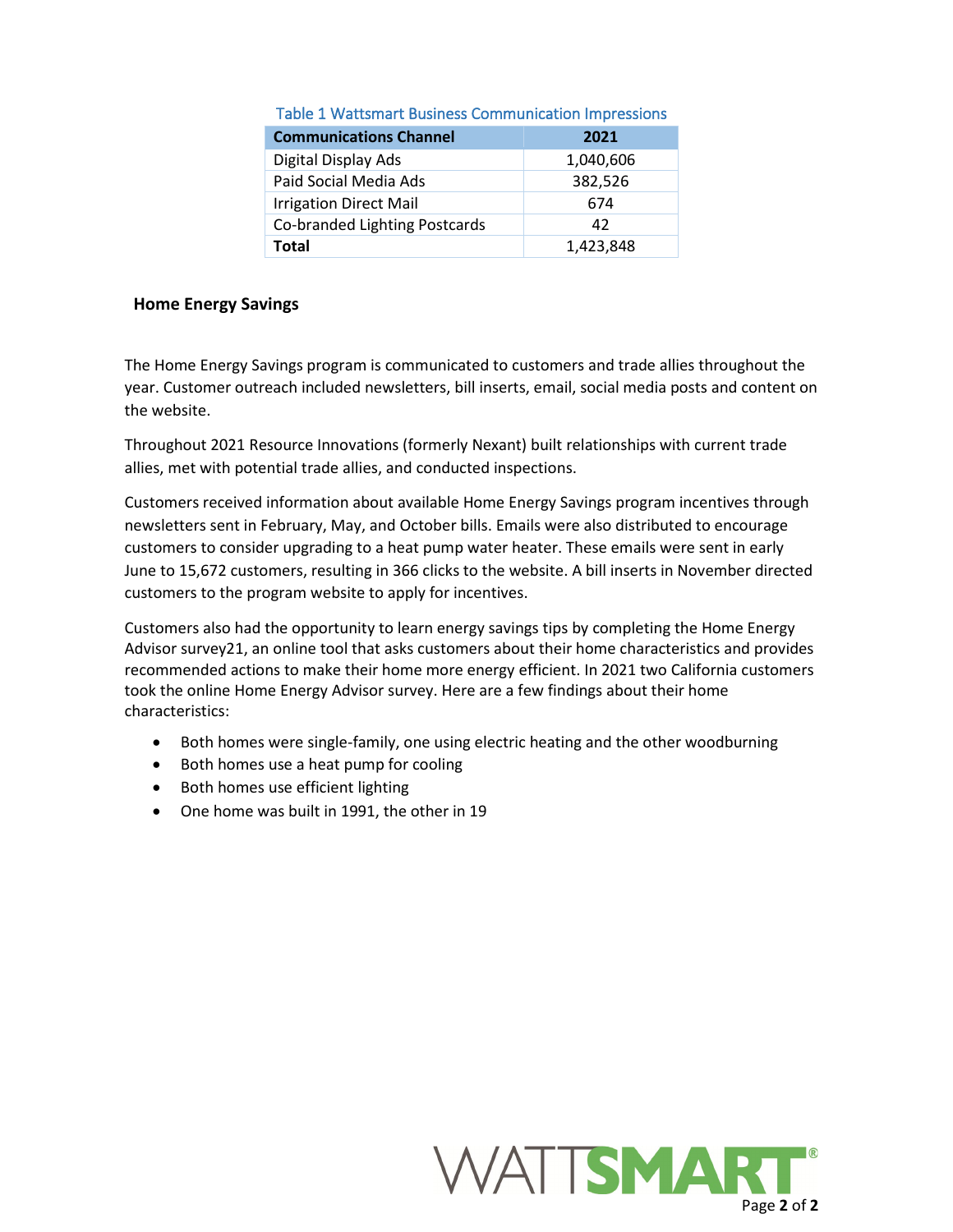Table 1 Wattsmart Business Communication Impressions

| Communications Channel | 2021 |
|---|---|
| Digital Display Ads | 1,040,606 |
| Paid Social Media Ads | 382,526 |
| Irrigation Direct Mail | 674 |
| Co-branded Lighting Postcards | 42 |
| **Total** | 1,423,848 |

## Home Energy Savings

The Home Energy Savings program is communicated to customers and trade allies throughout the year. Customer outreach included newsletters, bill inserts, email, social media posts and content on the website.

Throughout 2021 Resource Innovations (formerly Nexant) built relationships with current trade allies, met with potential trade allies, and conducted inspections.

Customers received information about available Home Energy Savings program incentives through newsletters sent in February, May, and October bills. Emails were also distributed to encourage customers to consider upgrading to a heat pump water heater. These emails were sent in early June to 15,672 customers, resulting in 366 clicks to the website. A bill inserts in November directed customers to the program website to apply for incentives.

Customers also had the opportunity to learn energy savings tips by completing the Home Energy Advisor survey21, an online tool that asks customers about their home characteristics and provides recommended actions to make their home more energy efficient. In 2021 two California customers took the online Home Energy Advisor survey. Here are a few findings about their home characteristics:

- Both homes were single-family, one using electric heating and the other woodburning
- Both homes use a heat pump for cooling
- Both homes use efficient lighting
- One home was built in 1991, the other in 19